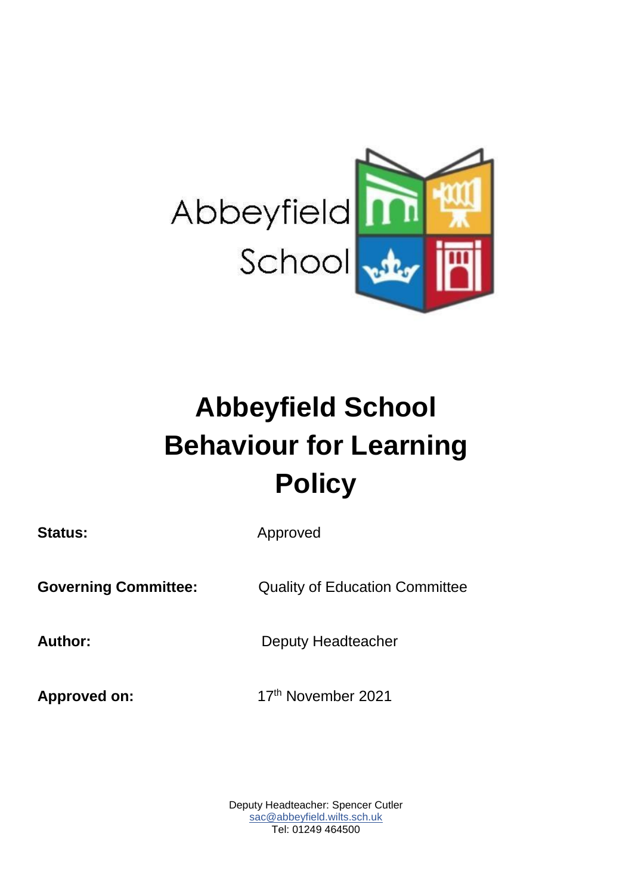Abbeyfield School

# Abbeyfield School Behaviour for Learning Policy

**Status:** Approved

**Governing Committee:** Quality of Education Committee

**Author:** Deputy Headteacher

**Approved on:** 17th November 2021

Deputy Headteacher: Spencer Cutler
sac@abbeyfield.wilts.sch.uk
Tel: 01249 464500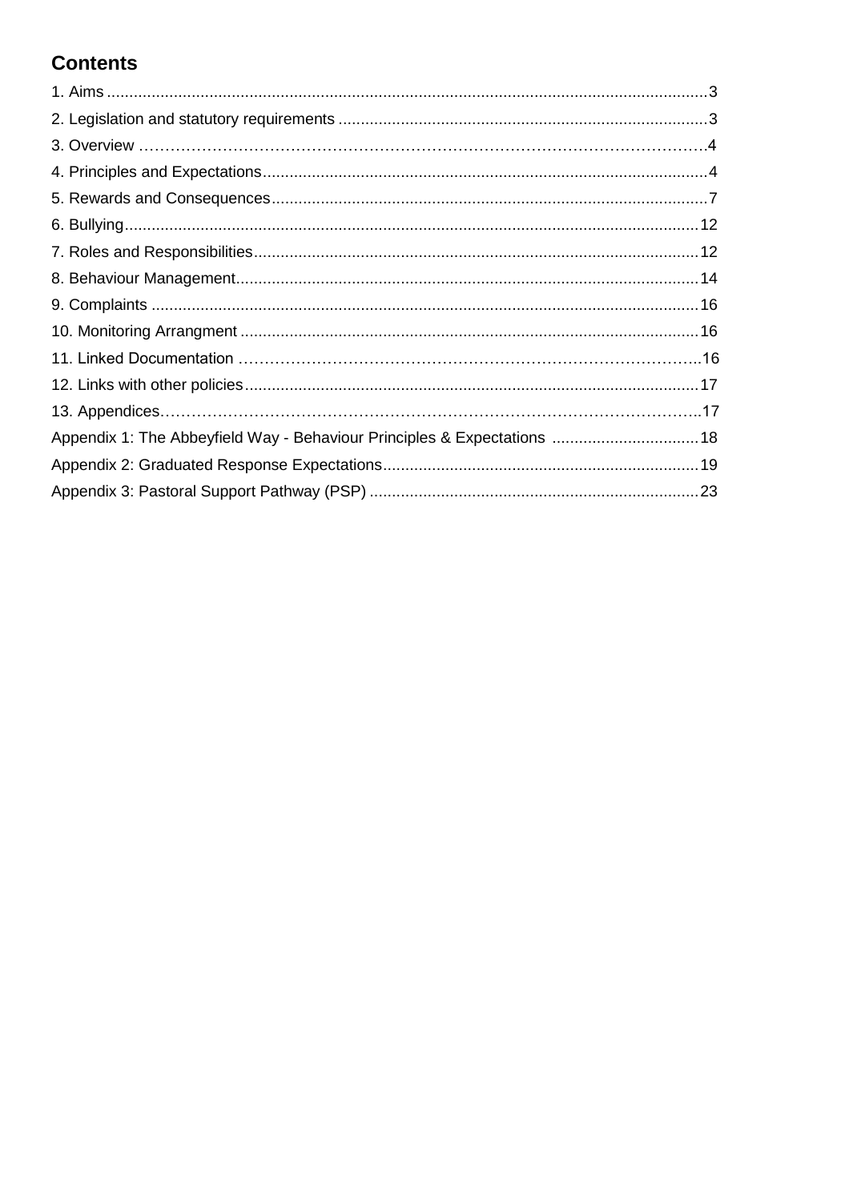## Contents

1. Aims ... 3
2. Legislation and statutory requirements ... 3
3. Overview ... 4
4. Principles and Expectations ... 4
5. Rewards and Consequences ... 7
6. Bullying ... 12
7. Roles and Responsibilities ... 12
8. Behaviour Management ... 14
9. Complaints ... 16
10. Monitoring Arrangment ... 16
11. Linked Documentation ... 16
12. Links with other policies ... 17
13. Appendices ... 17

Appendix 1: The Abbeyfield Way - Behaviour Principles & Expectations ... 18

Appendix 2: Graduated Response Expectations ... 19

Appendix 3: Pastoral Support Pathway (PSP) ... 23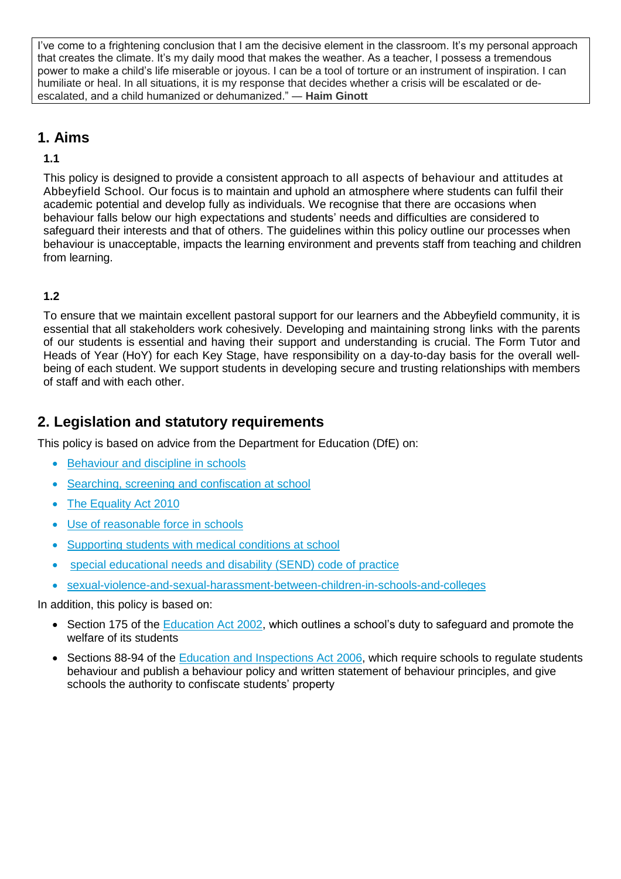I've come to a frightening conclusion that I am the decisive element in the classroom. It's my personal approach that creates the climate. It's my daily mood that makes the weather. As a teacher, I possess a tremendous power to make a child's life miserable or joyous. I can be a tool of torture or an instrument of inspiration. I can humiliate or heal. In all situations, it is my response that decides whether a crisis will be escalated or de-escalated, and a child humanized or dehumanized." — **Haim Ginott**

## 1. Aims

### 1.1

This policy is designed to provide a consistent approach to all aspects of behaviour and attitudes at Abbeyfield School. Our focus is to maintain and uphold an atmosphere where students can fulfil their academic potential and develop fully as individuals. We recognise that there are occasions when behaviour falls below our high expectations and students' needs and difficulties are considered to safeguard their interests and that of others. The guidelines within this policy outline our processes when behaviour is unacceptable, impacts the learning environment and prevents staff from teaching and children from learning.

### 1.2

To ensure that we maintain excellent pastoral support for our learners and the Abbeyfield community, it is essential that all stakeholders work cohesively. Developing and maintaining strong links with the parents of our students is essential and having their support and understanding is crucial. The Form Tutor and Heads of Year (HoY) for each Key Stage, have responsibility on a day-to-day basis for the overall well-being of each student. We support students in developing secure and trusting relationships with members of staff and with each other.

## 2. Legislation and statutory requirements

This policy is based on advice from the Department for Education (DfE) on:

- Behaviour and discipline in schools
- Searching, screening and confiscation at school
- The Equality Act 2010
- Use of reasonable force in schools
- Supporting students with medical conditions at school
- special educational needs and disability (SEND) code of practice
- sexual-violence-and-sexual-harassment-between-children-in-schools-and-colleges

In addition, this policy is based on:

- Section 175 of the Education Act 2002, which outlines a school's duty to safeguard and promote the welfare of its students
- Sections 88-94 of the Education and Inspections Act 2006, which require schools to regulate students behaviour and publish a behaviour policy and written statement of behaviour principles, and give schools the authority to confiscate students' property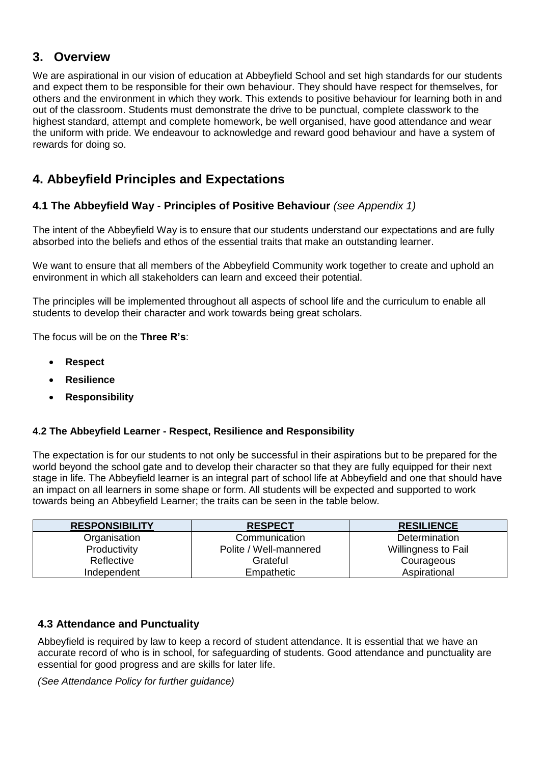## 3. Overview

We are aspirational in our vision of education at Abbeyfield School and set high standards for our students and expect them to be responsible for their own behaviour. They should have respect for themselves, for others and the environment in which they work. This extends to positive behaviour for learning both in and out of the classroom. Students must demonstrate the drive to be punctual, complete classwork to the highest standard, attempt and complete homework, be well organised, have good attendance and wear the uniform with pride. We endeavour to acknowledge and reward good behaviour and have a system of rewards for doing so.

## 4. Abbeyfield Principles and Expectations

### 4.1 The Abbeyfield Way - Principles of Positive Behaviour *(see Appendix 1)*

The intent of the Abbeyfield Way is to ensure that our students understand our expectations and are fully absorbed into the beliefs and ethos of the essential traits that make an outstanding learner.

We want to ensure that all members of the Abbeyfield Community work together to create and uphold an environment in which all stakeholders can learn and exceed their potential.

The principles will be implemented throughout all aspects of school life and the curriculum to enable all students to develop their character and work towards being great scholars.

The focus will be on the **Three R's**:

- **Respect**
- **Resilience**
- **Responsibility**

#### 4.2 The Abbeyfield Learner - Respect, Resilience and Responsibility

The expectation is for our students to not only be successful in their aspirations but to be prepared for the world beyond the school gate and to develop their character so that they are fully equipped for their next stage in life. The Abbeyfield learner is an integral part of school life at Abbeyfield and one that should have an impact on all learners in some shape or form. All students will be expected and supported to work towards being an Abbeyfield Learner; the traits can be seen in the table below.

| RESPONSIBILITY | RESPECT | RESILIENCE |
|---|---|---|
| Organisation | Communication | Determination |
| Productivity | Polite / Well-mannered | Willingness to Fail |
| Reflective | Grateful | Courageous |
| Independent | Empathetic | Aspirational |

### 4.3 Attendance and Punctuality

Abbeyfield is required by law to keep a record of student attendance. It is essential that we have an accurate record of who is in school, for safeguarding of students. Good attendance and punctuality are essential for good progress and are skills for later life.

*(See Attendance Policy for further guidance)*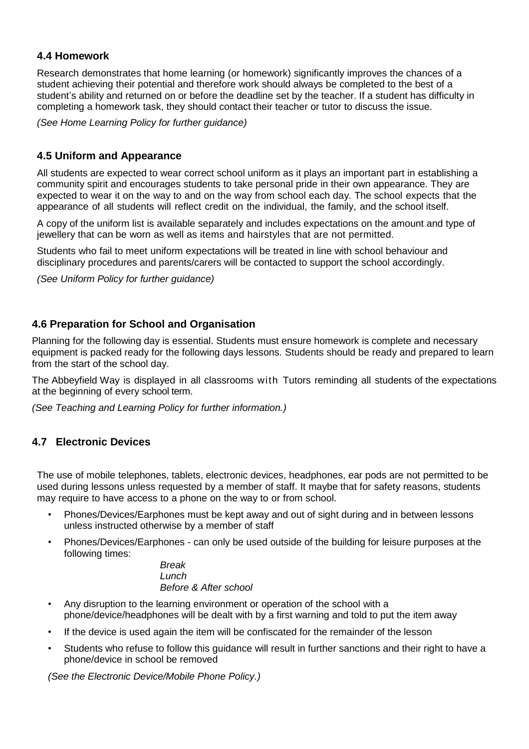### 4.4 Homework

Research demonstrates that home learning (or homework) significantly improves the chances of a student achieving their potential and therefore work should always be completed to the best of a student's ability and returned on or before the deadline set by the teacher. If a student has difficulty in completing a homework task, they should contact their teacher or tutor to discuss the issue.

*(See Home Learning Policy for further guidance)*

### 4.5 Uniform and Appearance

All students are expected to wear correct school uniform as it plays an important part in establishing a community spirit and encourages students to take personal pride in their own appearance. They are expected to wear it on the way to and on the way from school each day. The school expects that the appearance of all students will reflect credit on the individual, the family, and the school itself.

A copy of the uniform list is available separately and includes expectations on the amount and type of jewellery that can be worn as well as items and hairstyles that are not permitted.

Students who fail to meet uniform expectations will be treated in line with school behaviour and disciplinary procedures and parents/carers will be contacted to support the school accordingly.

*(See Uniform Policy for further guidance)*

### 4.6 Preparation for School and Organisation

Planning for the following day is essential. Students must ensure homework is complete and necessary equipment is packed ready for the following days lessons. Students should be ready and prepared to learn from the start of the school day.

The Abbeyfield Way is displayed in all classrooms with Tutors reminding all students of the expectations at the beginning of every school term.

*(See Teaching and Learning Policy for further information.)*

### 4.7 Electronic Devices

The use of mobile telephones, tablets, electronic devices, headphones, ear pods are not permitted to be used during lessons unless requested by a member of staff. It maybe that for safety reasons, students may require to have access to a phone on the way to or from school.

- Phones/Devices/Earphones must be kept away and out of sight during and in between lessons unless instructed otherwise by a member of staff
- Phones/Devices/Earphones - can only be used outside of the building for leisure purposes at the following times:

  *Break*
  *Lunch*
  *Before & After school*

- Any disruption to the learning environment or operation of the school with a phone/device/headphones will be dealt with by a first warning and told to put the item away
- If the device is used again the item will be confiscated for the remainder of the lesson
- Students who refuse to follow this guidance will result in further sanctions and their right to have a phone/device in school be removed

*(See the Electronic Device/Mobile Phone Policy.)*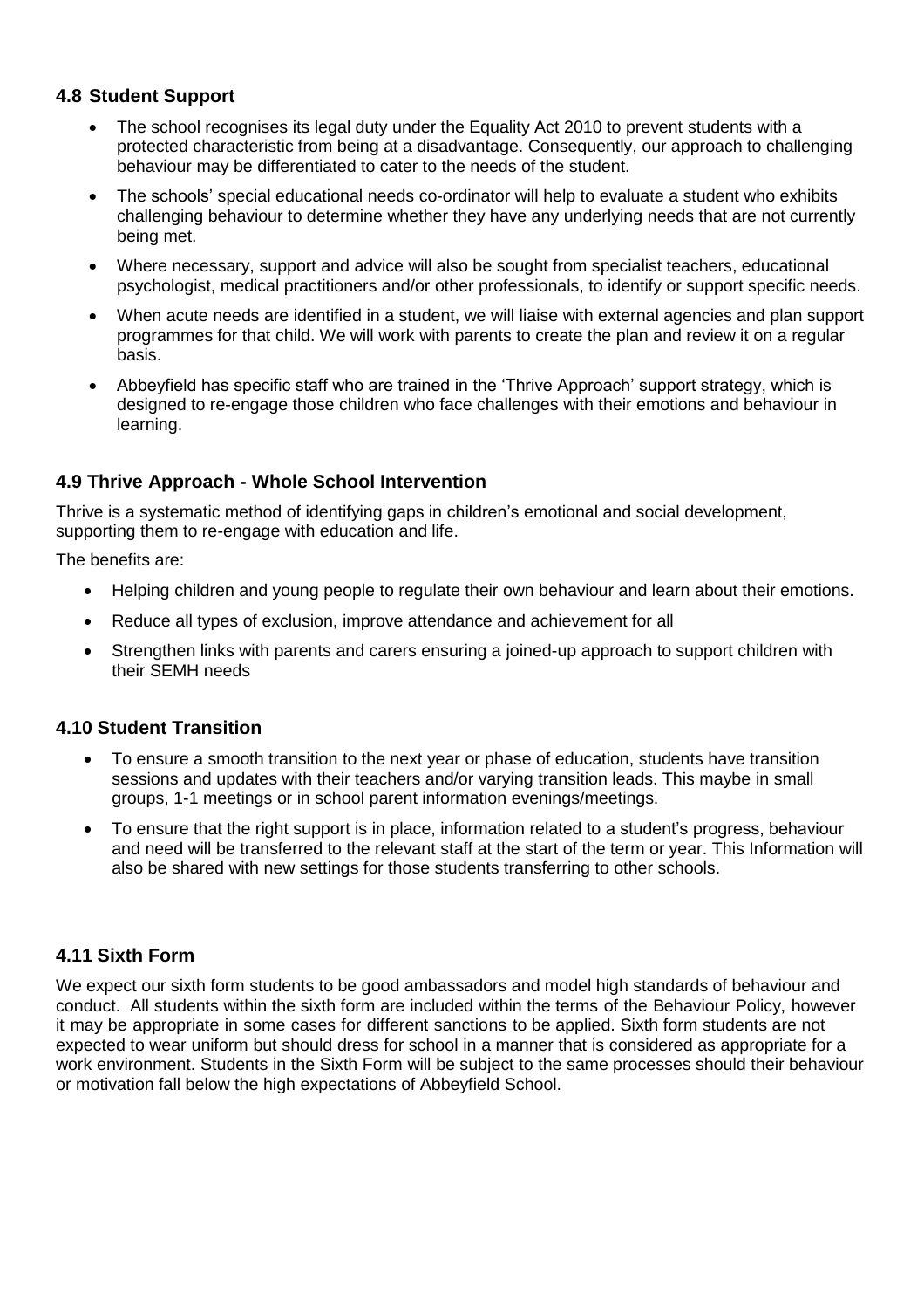### 4.8 Student Support

- The school recognises its legal duty under the Equality Act 2010 to prevent students with a protected characteristic from being at a disadvantage. Consequently, our approach to challenging behaviour may be differentiated to cater to the needs of the student.
- The schools' special educational needs co-ordinator will help to evaluate a student who exhibits challenging behaviour to determine whether they have any underlying needs that are not currently being met.
- Where necessary, support and advice will also be sought from specialist teachers, educational psychologist, medical practitioners and/or other professionals, to identify or support specific needs.
- When acute needs are identified in a student, we will liaise with external agencies and plan support programmes for that child. We will work with parents to create the plan and review it on a regular basis.
- Abbeyfield has specific staff who are trained in the 'Thrive Approach' support strategy, which is designed to re-engage those children who face challenges with their emotions and behaviour in learning.

### 4.9 Thrive Approach - Whole School Intervention

Thrive is a systematic method of identifying gaps in children's emotional and social development, supporting them to re-engage with education and life.

The benefits are:

- Helping children and young people to regulate their own behaviour and learn about their emotions.
- Reduce all types of exclusion, improve attendance and achievement for all
- Strengthen links with parents and carers ensuring a joined-up approach to support children with their SEMH needs

### 4.10 Student Transition

- To ensure a smooth transition to the next year or phase of education, students have transition sessions and updates with their teachers and/or varying transition leads. This maybe in small groups, 1-1 meetings or in school parent information evenings/meetings.
- To ensure that the right support is in place, information related to a student's progress, behaviour and need will be transferred to the relevant staff at the start of the term or year. This Information will also be shared with new settings for those students transferring to other schools.

### 4.11 Sixth Form

We expect our sixth form students to be good ambassadors and model high standards of behaviour and conduct. All students within the sixth form are included within the terms of the Behaviour Policy, however it may be appropriate in some cases for different sanctions to be applied. Sixth form students are not expected to wear uniform but should dress for school in a manner that is considered as appropriate for a work environment. Students in the Sixth Form will be subject to the same processes should their behaviour or motivation fall below the high expectations of Abbeyfield School.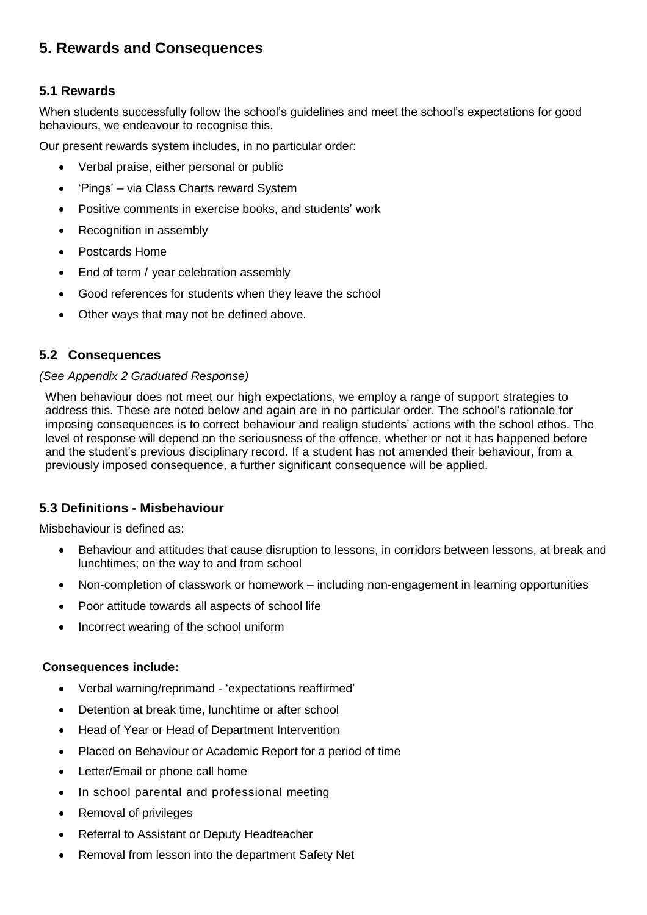## 5. Rewards and Consequences

### 5.1 Rewards

When students successfully follow the school's guidelines and meet the school's expectations for good behaviours, we endeavour to recognise this.

Our present rewards system includes, in no particular order:

- Verbal praise, either personal or public
- 'Pings' – via Class Charts reward System
- Positive comments in exercise books, and students' work
- Recognition in assembly
- Postcards Home
- End of term / year celebration assembly
- Good references for students when they leave the school
- Other ways that may not be defined above.

### 5.2 Consequences

*(See Appendix 2 Graduated Response)*

When behaviour does not meet our high expectations, we employ a range of support strategies to address this. These are noted below and again are in no particular order. The school's rationale for imposing consequences is to correct behaviour and realign students' actions with the school ethos. The level of response will depend on the seriousness of the offence, whether or not it has happened before and the student's previous disciplinary record. If a student has not amended their behaviour, from a previously imposed consequence, a further significant consequence will be applied.

### 5.3 Definitions - Misbehaviour

Misbehaviour is defined as:

- Behaviour and attitudes that cause disruption to lessons, in corridors between lessons, at break and lunchtimes; on the way to and from school
- Non-completion of classwork or homework – including non-engagement in learning opportunities
- Poor attitude towards all aspects of school life
- Incorrect wearing of the school uniform

**Consequences include:**

- Verbal warning/reprimand - 'expectations reaffirmed'
- Detention at break time, lunchtime or after school
- Head of Year or Head of Department Intervention
- Placed on Behaviour or Academic Report for a period of time
- Letter/Email or phone call home
- In school parental and professional meeting
- Removal of privileges
- Referral to Assistant or Deputy Headteacher
- Removal from lesson into the department Safety Net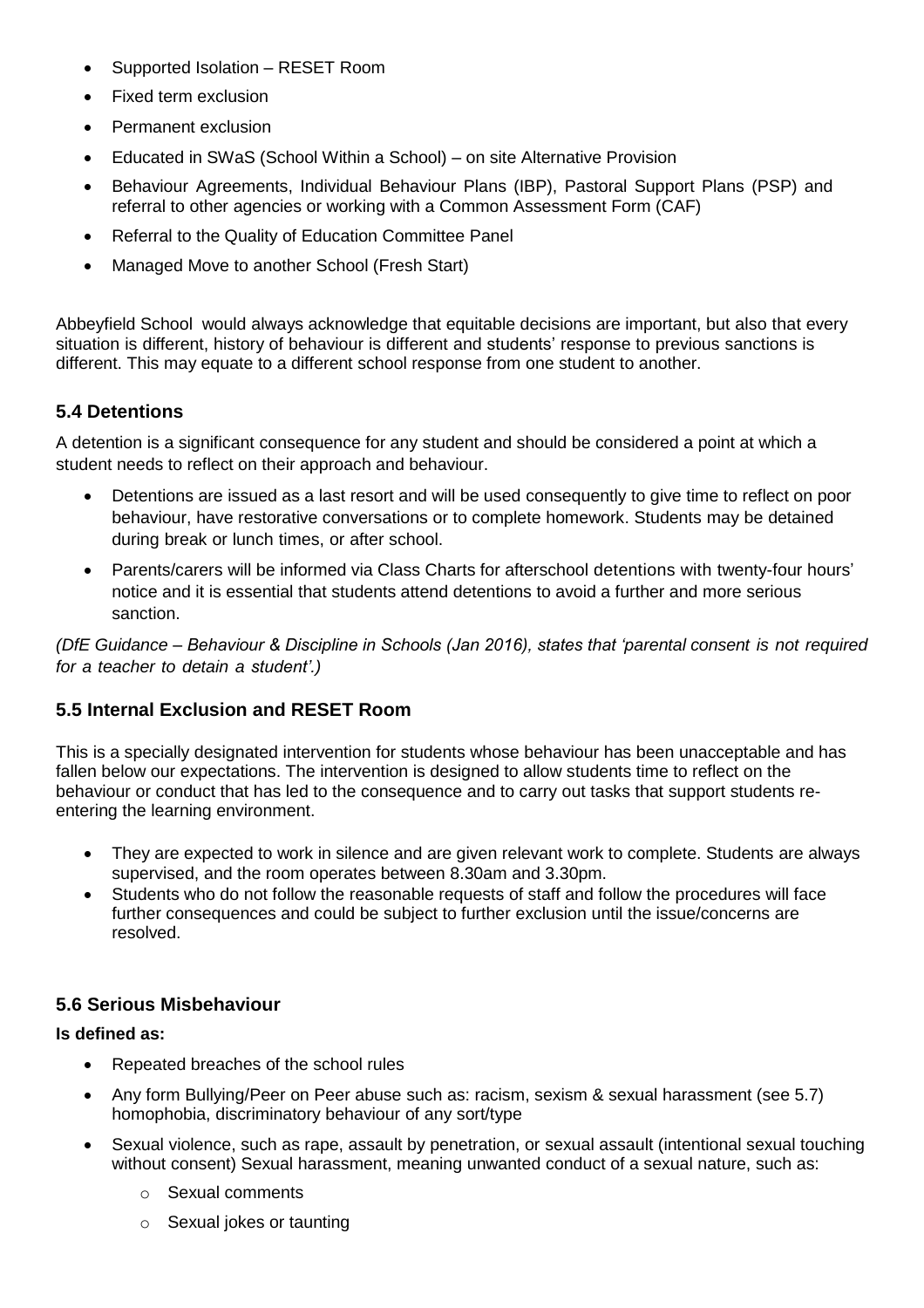- Supported Isolation – RESET Room
- Fixed term exclusion
- Permanent exclusion
- Educated in SWaS (School Within a School) – on site Alternative Provision
- Behaviour Agreements, Individual Behaviour Plans (IBP), Pastoral Support Plans (PSP) and referral to other agencies or working with a Common Assessment Form (CAF)
- Referral to the Quality of Education Committee Panel
- Managed Move to another School (Fresh Start)

Abbeyfield School would always acknowledge that equitable decisions are important, but also that every situation is different, history of behaviour is different and students' response to previous sanctions is different. This may equate to a different school response from one student to another.

### 5.4 Detentions

A detention is a significant consequence for any student and should be considered a point at which a student needs to reflect on their approach and behaviour.

- Detentions are issued as a last resort and will be used consequently to give time to reflect on poor behaviour, have restorative conversations or to complete homework. Students may be detained during break or lunch times, or after school.
- Parents/carers will be informed via Class Charts for afterschool detentions with twenty-four hours' notice and it is essential that students attend detentions to avoid a further and more serious sanction.

*(DfE Guidance – Behaviour & Discipline in Schools (Jan 2016), states that 'parental consent is not required for a teacher to detain a student'.)*

### 5.5 Internal Exclusion and RESET Room

This is a specially designated intervention for students whose behaviour has been unacceptable and has fallen below our expectations. The intervention is designed to allow students time to reflect on the behaviour or conduct that has led to the consequence and to carry out tasks that support students re-entering the learning environment.

- They are expected to work in silence and are given relevant work to complete. Students are always supervised, and the room operates between 8.30am and 3.30pm.
- Students who do not follow the reasonable requests of staff and follow the procedures will face further consequences and could be subject to further exclusion until the issue/concerns are resolved.

### 5.6 Serious Misbehaviour

**Is defined as:**

- Repeated breaches of the school rules
- Any form Bullying/Peer on Peer abuse such as: racism, sexism & sexual harassment (see 5.7) homophobia, discriminatory behaviour of any sort/type
- Sexual violence, such as rape, assault by penetration, or sexual assault (intentional sexual touching without consent) Sexual harassment, meaning unwanted conduct of a sexual nature, such as:
  - Sexual comments
  - Sexual jokes or taunting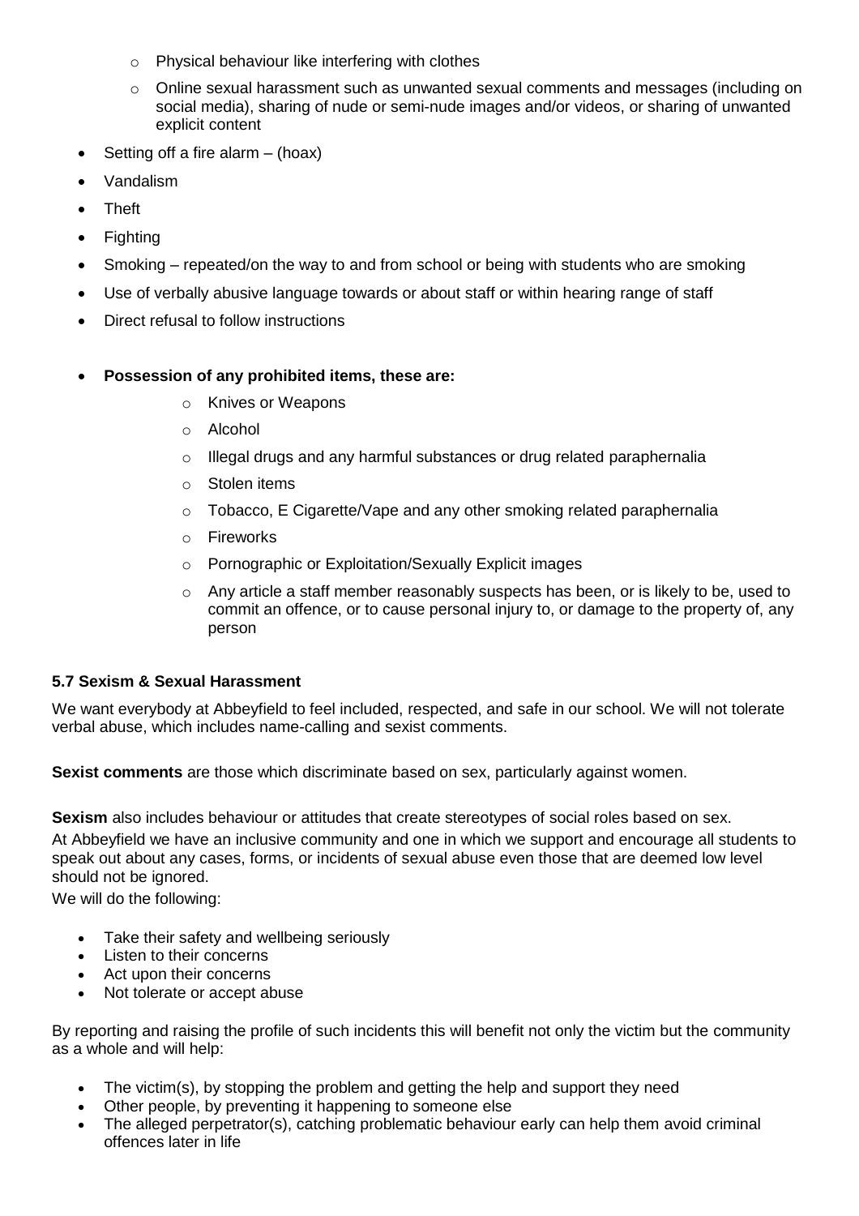- Physical behaviour like interfering with clothes
  - Online sexual harassment such as unwanted sexual comments and messages (including on social media), sharing of nude or semi-nude images and/or videos, or sharing of unwanted explicit content
- Setting off a fire alarm – (hoax)
- Vandalism
- Theft
- Fighting
- Smoking – repeated/on the way to and from school or being with students who are smoking
- Use of verbally abusive language towards or about staff or within hearing range of staff
- Direct refusal to follow instructions
- **Possession of any prohibited items, these are:**
  - Knives or Weapons
  - Alcohol
  - Illegal drugs and any harmful substances or drug related paraphernalia
  - Stolen items
  - Tobacco, E Cigarette/Vape and any other smoking related paraphernalia
  - Fireworks
  - Pornographic or Exploitation/Sexually Explicit images
  - Any article a staff member reasonably suspects has been, or is likely to be, used to commit an offence, or to cause personal injury to, or damage to the property of, any person

**5.7 Sexism & Sexual Harassment**

We want everybody at Abbeyfield to feel included, respected, and safe in our school. We will not tolerate verbal abuse, which includes name-calling and sexist comments.

**Sexist comments** are those which discriminate based on sex, particularly against women.

**Sexism** also includes behaviour or attitudes that create stereotypes of social roles based on sex.

At Abbeyfield we have an inclusive community and one in which we support and encourage all students to speak out about any cases, forms, or incidents of sexual abuse even those that are deemed low level should not be ignored.

We will do the following:

- Take their safety and wellbeing seriously
- Listen to their concerns
- Act upon their concerns
- Not tolerate or accept abuse

By reporting and raising the profile of such incidents this will benefit not only the victim but the community as a whole and will help:

- The victim(s), by stopping the problem and getting the help and support they need
- Other people, by preventing it happening to someone else
- The alleged perpetrator(s), catching problematic behaviour early can help them avoid criminal offences later in life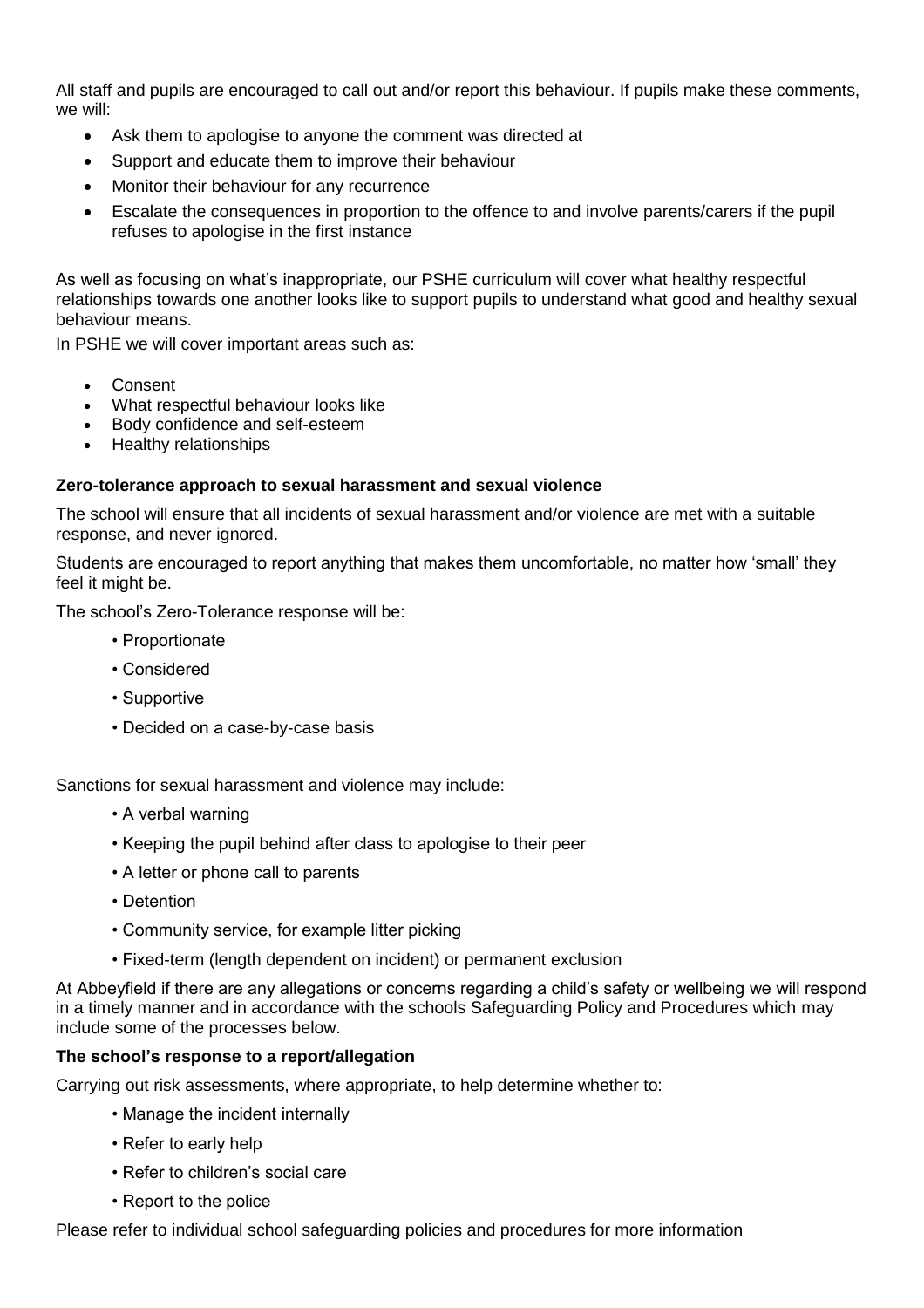All staff and pupils are encouraged to call out and/or report this behaviour. If pupils make these comments, we will:

- Ask them to apologise to anyone the comment was directed at
- Support and educate them to improve their behaviour
- Monitor their behaviour for any recurrence
- Escalate the consequences in proportion to the offence to and involve parents/carers if the pupil refuses to apologise in the first instance

As well as focusing on what's inappropriate, our PSHE curriculum will cover what healthy respectful relationships towards one another looks like to support pupils to understand what good and healthy sexual behaviour means.

In PSHE we will cover important areas such as:

- Consent
- What respectful behaviour looks like
- Body confidence and self-esteem
- Healthy relationships

**Zero-tolerance approach to sexual harassment and sexual violence**

The school will ensure that all incidents of sexual harassment and/or violence are met with a suitable response, and never ignored.

Students are encouraged to report anything that makes them uncomfortable, no matter how 'small' they feel it might be.

The school's Zero-Tolerance response will be:

- Proportionate
- Considered
- Supportive
- Decided on a case-by-case basis

Sanctions for sexual harassment and violence may include:

- A verbal warning
- Keeping the pupil behind after class to apologise to their peer
- A letter or phone call to parents
- Detention
- Community service, for example litter picking
- Fixed-term (length dependent on incident) or permanent exclusion

At Abbeyfield if there are any allegations or concerns regarding a child's safety or wellbeing we will respond in a timely manner and in accordance with the schools Safeguarding Policy and Procedures which may include some of the processes below.

**The school's response to a report/allegation**

Carrying out risk assessments, where appropriate, to help determine whether to:

- Manage the incident internally
- Refer to early help
- Refer to children's social care
- Report to the police

Please refer to individual school safeguarding policies and procedures for more information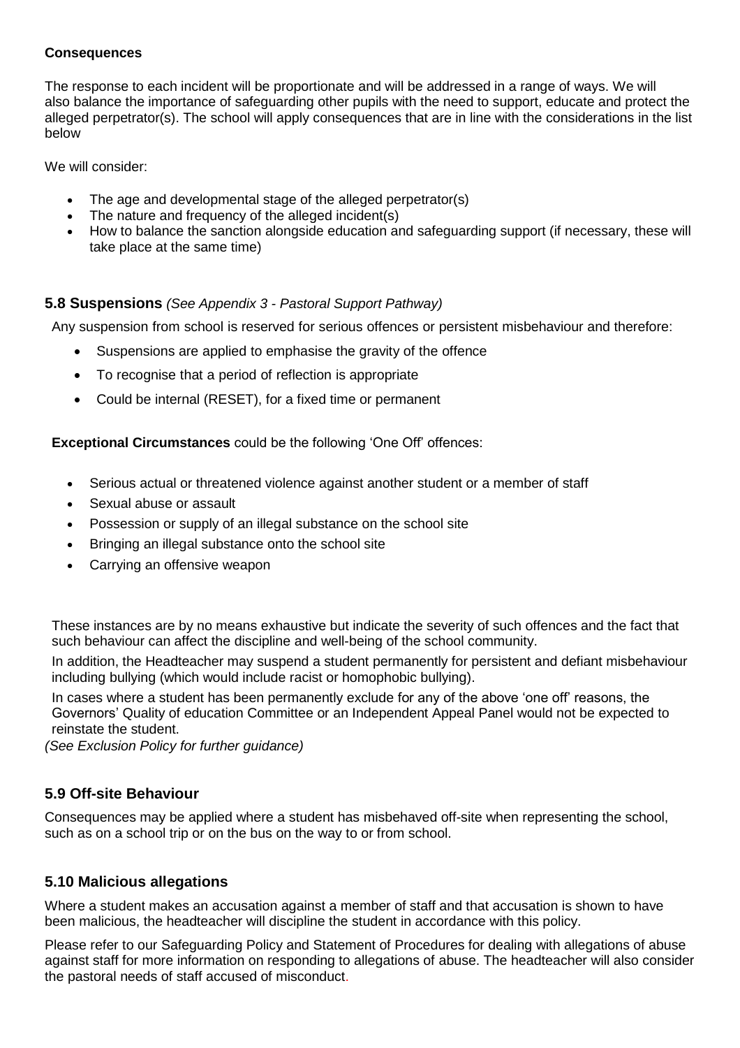**Consequences**

The response to each incident will be proportionate and will be addressed in a range of ways. We will also balance the importance of safeguarding other pupils with the need to support, educate and protect the alleged perpetrator(s). The school will apply consequences that are in line with the considerations in the list below

We will consider:

- The age and developmental stage of the alleged perpetrator(s)
- The nature and frequency of the alleged incident(s)
- How to balance the sanction alongside education and safeguarding support (if necessary, these will take place at the same time)

### 5.8 Suspensions *(See Appendix 3 - Pastoral Support Pathway)*

Any suspension from school is reserved for serious offences or persistent misbehaviour and therefore:

- Suspensions are applied to emphasise the gravity of the offence
- To recognise that a period of reflection is appropriate
- Could be internal (RESET), for a fixed time or permanent

**Exceptional Circumstances** could be the following 'One Off' offences:

- Serious actual or threatened violence against another student or a member of staff
- Sexual abuse or assault
- Possession or supply of an illegal substance on the school site
- Bringing an illegal substance onto the school site
- Carrying an offensive weapon

These instances are by no means exhaustive but indicate the severity of such offences and the fact that such behaviour can affect the discipline and well-being of the school community.

In addition, the Headteacher may suspend a student permanently for persistent and defiant misbehaviour including bullying (which would include racist or homophobic bullying).

In cases where a student has been permanently exclude for any of the above 'one off' reasons, the Governors' Quality of education Committee or an Independent Appeal Panel would not be expected to reinstate the student.

*(See Exclusion Policy for further guidance)*

### 5.9 Off-site Behaviour

Consequences may be applied where a student has misbehaved off-site when representing the school, such as on a school trip or on the bus on the way to or from school.

### 5.10 Malicious allegations

Where a student makes an accusation against a member of staff and that accusation is shown to have been malicious, the headteacher will discipline the student in accordance with this policy.

Please refer to our Safeguarding Policy and Statement of Procedures for dealing with allegations of abuse against staff for more information on responding to allegations of abuse. The headteacher will also consider the pastoral needs of staff accused of misconduct.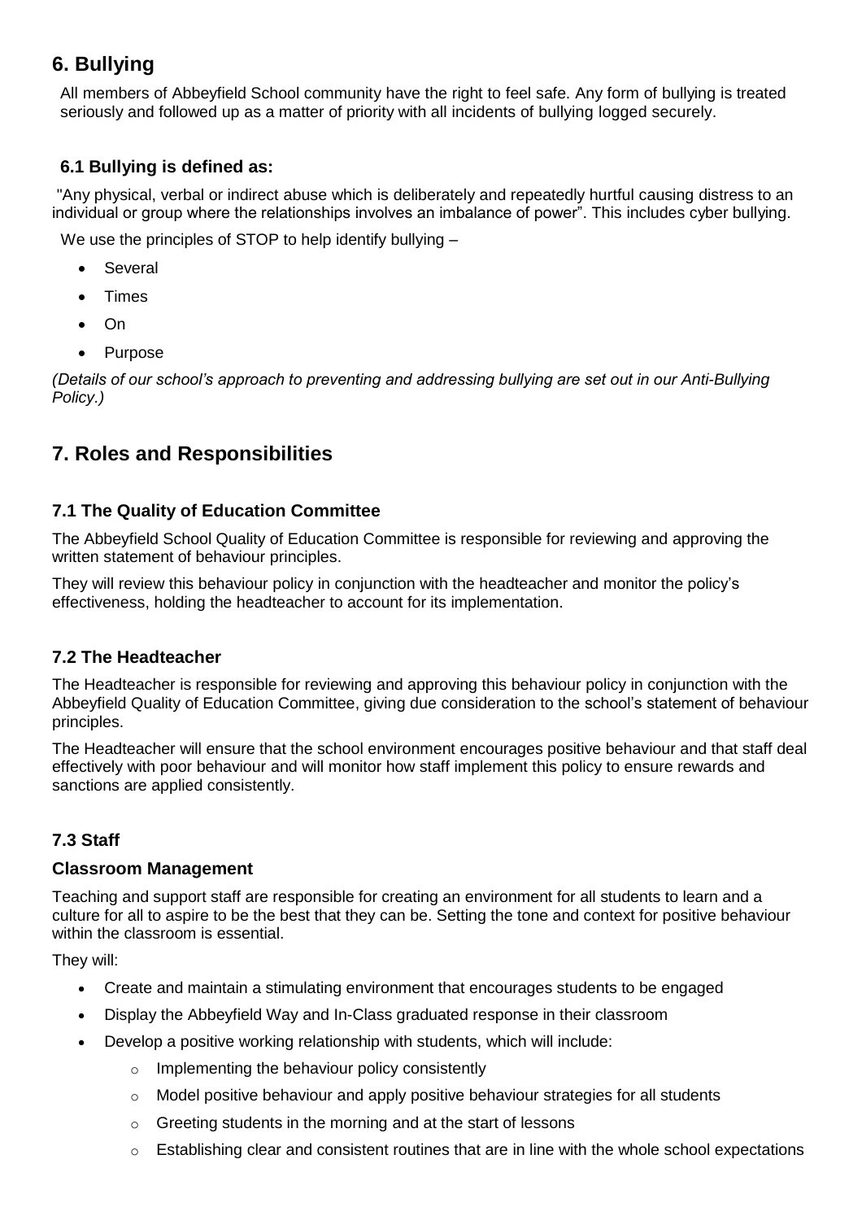## 6. Bullying

All members of Abbeyfield School community have the right to feel safe. Any form of bullying is treated seriously and followed up as a matter of priority with all incidents of bullying logged securely.

### 6.1 Bullying is defined as:

"Any physical, verbal or indirect abuse which is deliberately and repeatedly hurtful causing distress to an individual or group where the relationships involves an imbalance of power". This includes cyber bullying.

We use the principles of STOP to help identify bullying –

- Several
- Times
- On
- Purpose

*(Details of our school's approach to preventing and addressing bullying are set out in our Anti-Bullying Policy.)*

## 7. Roles and Responsibilities

### 7.1 The Quality of Education Committee

The Abbeyfield School Quality of Education Committee is responsible for reviewing and approving the written statement of behaviour principles.

They will review this behaviour policy in conjunction with the headteacher and monitor the policy's effectiveness, holding the headteacher to account for its implementation.

### 7.2 The Headteacher

The Headteacher is responsible for reviewing and approving this behaviour policy in conjunction with the Abbeyfield Quality of Education Committee, giving due consideration to the school's statement of behaviour principles.

The Headteacher will ensure that the school environment encourages positive behaviour and that staff deal effectively with poor behaviour and will monitor how staff implement this policy to ensure rewards and sanctions are applied consistently.

### 7.3 Staff

#### Classroom Management

Teaching and support staff are responsible for creating an environment for all students to learn and a culture for all to aspire to be the best that they can be. Setting the tone and context for positive behaviour within the classroom is essential.

They will:

- Create and maintain a stimulating environment that encourages students to be engaged
- Display the Abbeyfield Way and In-Class graduated response in their classroom
- Develop a positive working relationship with students, which will include:
  - Implementing the behaviour policy consistently
  - Model positive behaviour and apply positive behaviour strategies for all students
  - Greeting students in the morning and at the start of lessons
  - Establishing clear and consistent routines that are in line with the whole school expectations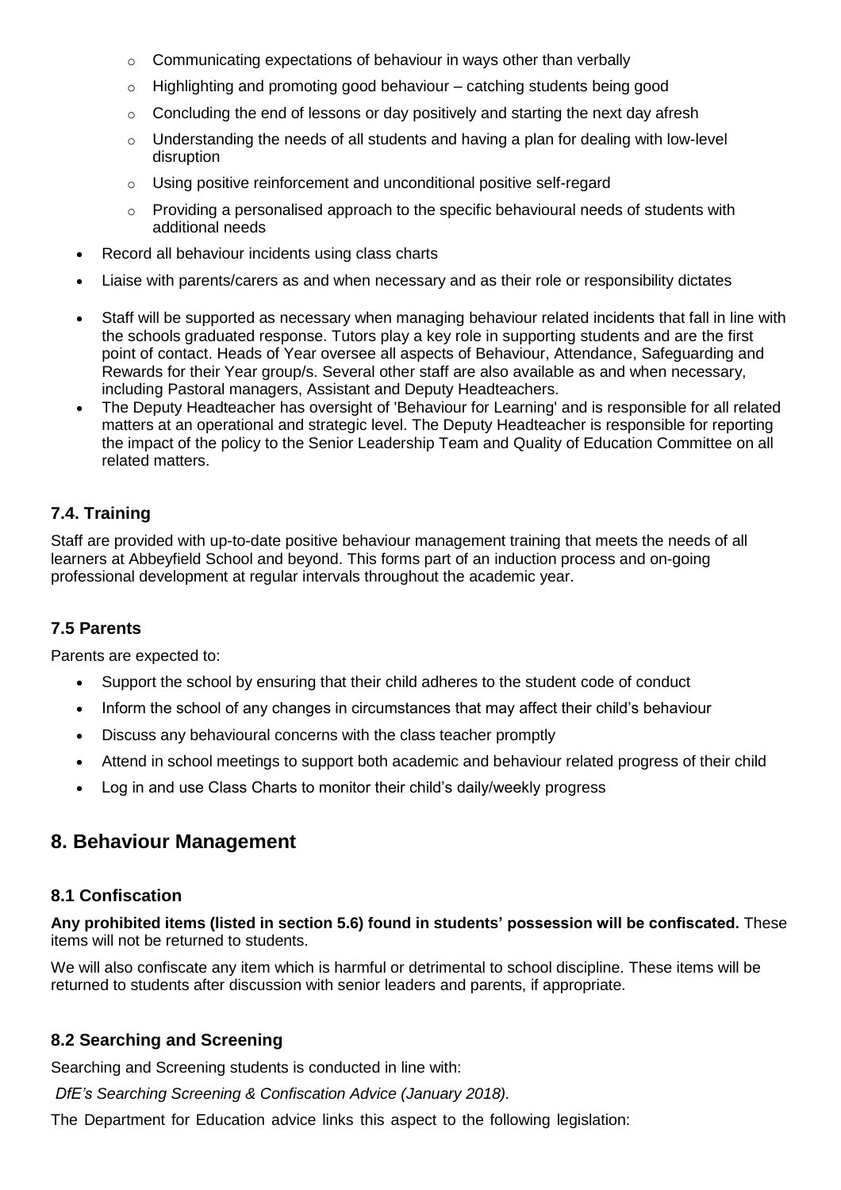- Communicating expectations of behaviour in ways other than verbally
  - Highlighting and promoting good behaviour – catching students being good
  - Concluding the end of lessons or day positively and starting the next day afresh
  - Understanding the needs of all students and having a plan for dealing with low-level disruption
  - Using positive reinforcement and unconditional positive self-regard
  - Providing a personalised approach to the specific behavioural needs of students with additional needs
- Record all behaviour incidents using class charts
- Liaise with parents/carers as and when necessary and as their role or responsibility dictates
- Staff will be supported as necessary when managing behaviour related incidents that fall in line with the schools graduated response. Tutors play a key role in supporting students and are the first point of contact. Heads of Year oversee all aspects of Behaviour, Attendance, Safeguarding and Rewards for their Year group/s. Several other staff are also available as and when necessary, including Pastoral managers, Assistant and Deputy Headteachers.
- The Deputy Headteacher has oversight of 'Behaviour for Learning' and is responsible for all related matters at an operational and strategic level. The Deputy Headteacher is responsible for reporting the impact of the policy to the Senior Leadership Team and Quality of Education Committee on all related matters.

### 7.4. Training

Staff are provided with up-to-date positive behaviour management training that meets the needs of all learners at Abbeyfield School and beyond. This forms part of an induction process and on-going professional development at regular intervals throughout the academic year.

### 7.5 Parents

Parents are expected to:

- Support the school by ensuring that their child adheres to the student code of conduct
- Inform the school of any changes in circumstances that may affect their child's behaviour
- Discuss any behavioural concerns with the class teacher promptly
- Attend in school meetings to support both academic and behaviour related progress of their child
- Log in and use Class Charts to monitor their child's daily/weekly progress

## 8. Behaviour Management

### 8.1 Confiscation

**Any prohibited items (listed in section 5.6) found in students' possession will be confiscated.** These items will not be returned to students.

We will also confiscate any item which is harmful or detrimental to school discipline. These items will be returned to students after discussion with senior leaders and parents, if appropriate.

### 8.2 Searching and Screening

Searching and Screening students is conducted in line with:

*DfE's Searching Screening & Confiscation Advice (January 2018).*

The Department for Education advice links this aspect to the following legislation: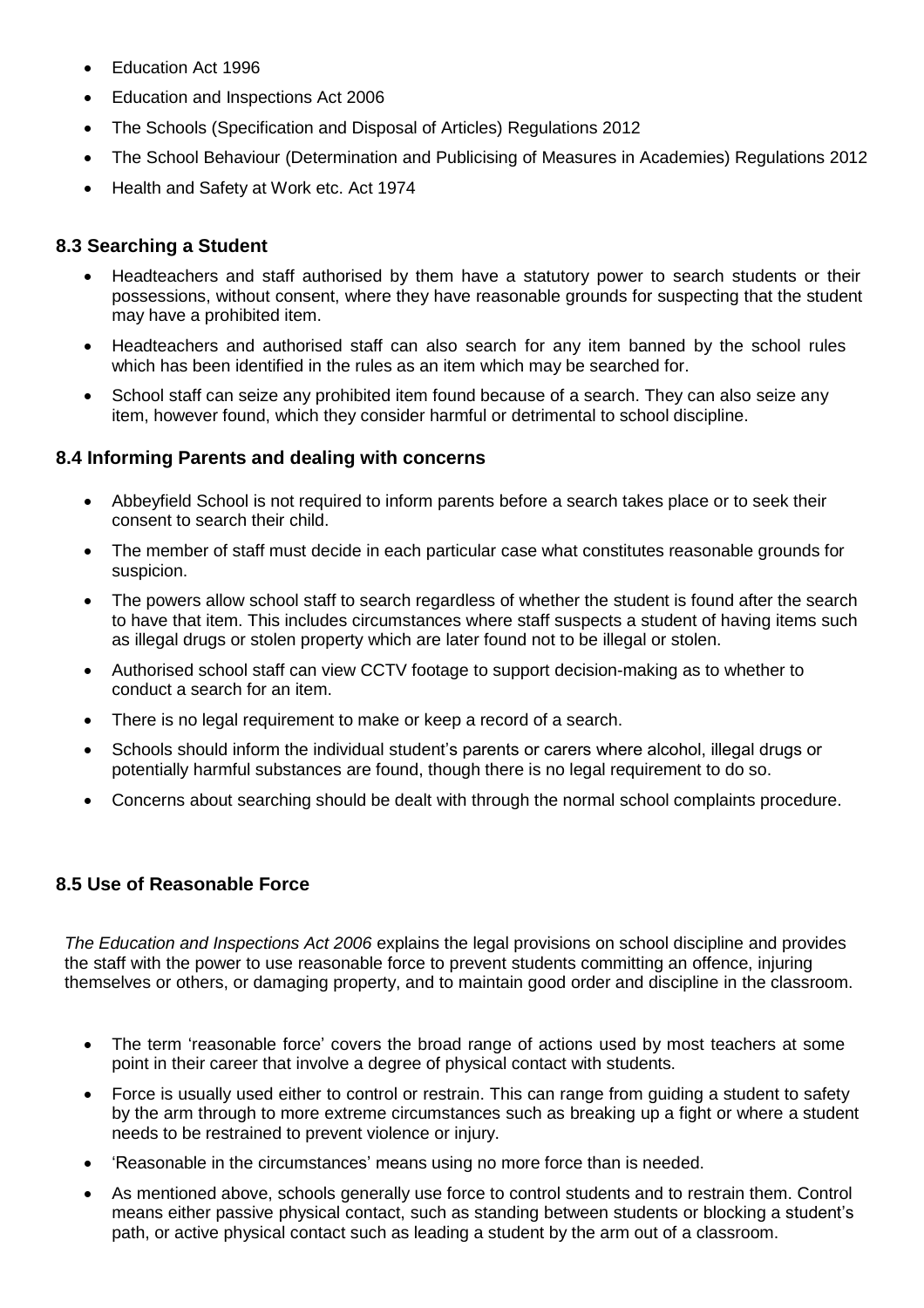- Education Act 1996
- Education and Inspections Act 2006
- The Schools (Specification and Disposal of Articles) Regulations 2012
- The School Behaviour (Determination and Publicising of Measures in Academies) Regulations 2012
- Health and Safety at Work etc. Act 1974

### 8.3 Searching a Student

- Headteachers and staff authorised by them have a statutory power to search students or their possessions, without consent, where they have reasonable grounds for suspecting that the student may have a prohibited item.
- Headteachers and authorised staff can also search for any item banned by the school rules which has been identified in the rules as an item which may be searched for.
- School staff can seize any prohibited item found because of a search. They can also seize any item, however found, which they consider harmful or detrimental to school discipline.

### 8.4 Informing Parents and dealing with concerns

- Abbeyfield School is not required to inform parents before a search takes place or to seek their consent to search their child.
- The member of staff must decide in each particular case what constitutes reasonable grounds for suspicion.
- The powers allow school staff to search regardless of whether the student is found after the search to have that item. This includes circumstances where staff suspects a student of having items such as illegal drugs or stolen property which are later found not to be illegal or stolen.
- Authorised school staff can view CCTV footage to support decision-making as to whether to conduct a search for an item.
- There is no legal requirement to make or keep a record of a search.
- Schools should inform the individual student's parents or carers where alcohol, illegal drugs or potentially harmful substances are found, though there is no legal requirement to do so.
- Concerns about searching should be dealt with through the normal school complaints procedure.

### 8.5 Use of Reasonable Force

*The Education and Inspections Act 2006* explains the legal provisions on school discipline and provides the staff with the power to use reasonable force to prevent students committing an offence, injuring themselves or others, or damaging property, and to maintain good order and discipline in the classroom.

- The term 'reasonable force' covers the broad range of actions used by most teachers at some point in their career that involve a degree of physical contact with students.
- Force is usually used either to control or restrain. This can range from guiding a student to safety by the arm through to more extreme circumstances such as breaking up a fight or where a student needs to be restrained to prevent violence or injury.
- 'Reasonable in the circumstances' means using no more force than is needed.
- As mentioned above, schools generally use force to control students and to restrain them. Control means either passive physical contact, such as standing between students or blocking a student's path, or active physical contact such as leading a student by the arm out of a classroom.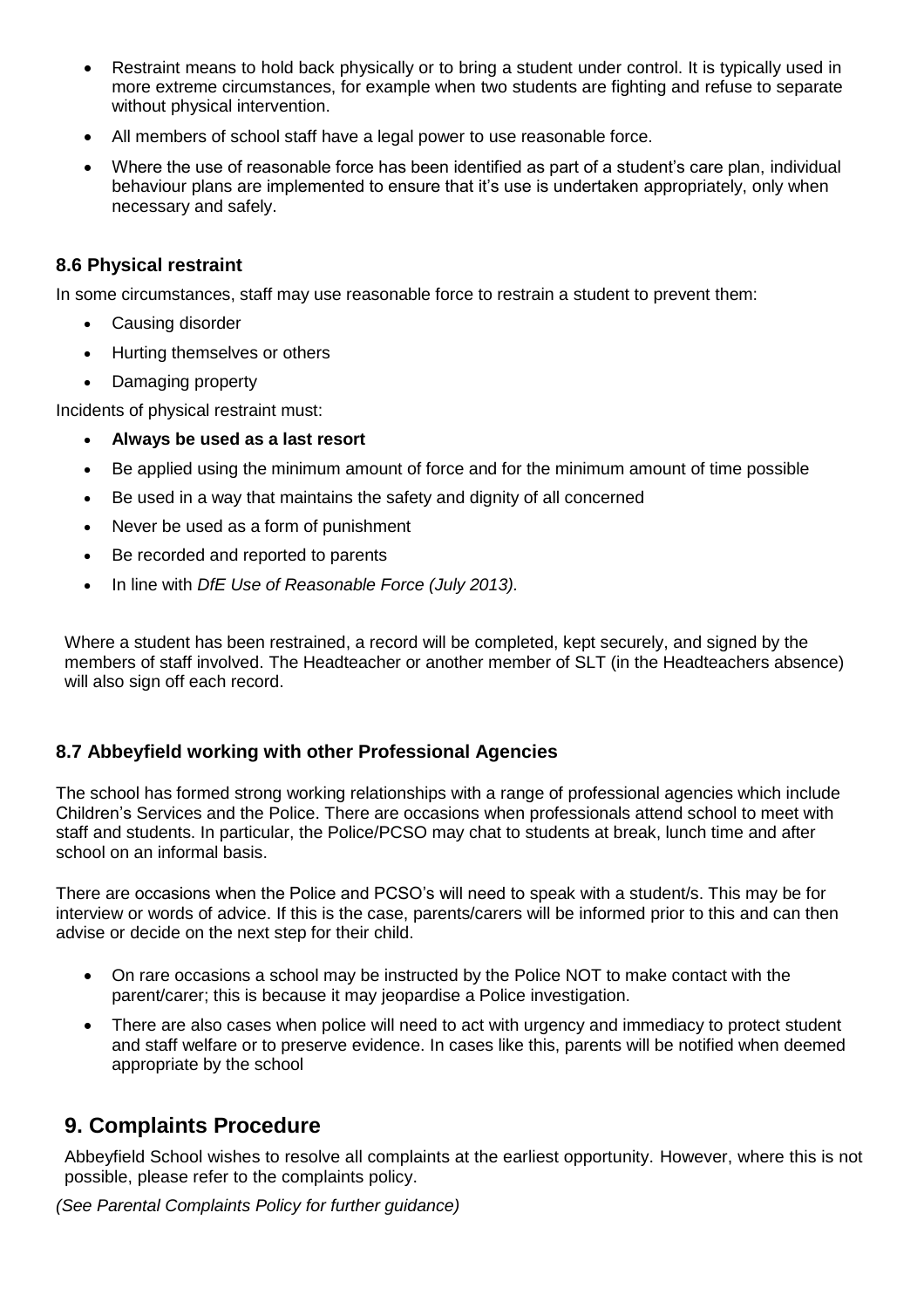- Restraint means to hold back physically or to bring a student under control. It is typically used in more extreme circumstances, for example when two students are fighting and refuse to separate without physical intervention.
- All members of school staff have a legal power to use reasonable force.
- Where the use of reasonable force has been identified as part of a student's care plan, individual behaviour plans are implemented to ensure that it's use is undertaken appropriately, only when necessary and safely.

### 8.6 Physical restraint

In some circumstances, staff may use reasonable force to restrain a student to prevent them:

- Causing disorder
- Hurting themselves or others
- Damaging property

Incidents of physical restraint must:

- **Always be used as a last resort**
- Be applied using the minimum amount of force and for the minimum amount of time possible
- Be used in a way that maintains the safety and dignity of all concerned
- Never be used as a form of punishment
- Be recorded and reported to parents
- In line with *DfE Use of Reasonable Force (July 2013).*

Where a student has been restrained, a record will be completed, kept securely, and signed by the members of staff involved. The Headteacher or another member of SLT (in the Headteachers absence) will also sign off each record.

### 8.7 Abbeyfield working with other Professional Agencies

The school has formed strong working relationships with a range of professional agencies which include Children's Services and the Police. There are occasions when professionals attend school to meet with staff and students. In particular, the Police/PCSO may chat to students at break, lunch time and after school on an informal basis.

There are occasions when the Police and PCSO's will need to speak with a student/s. This may be for interview or words of advice. If this is the case, parents/carers will be informed prior to this and can then advise or decide on the next step for their child.

- On rare occasions a school may be instructed by the Police NOT to make contact with the parent/carer; this is because it may jeopardise a Police investigation.
- There are also cases when police will need to act with urgency and immediacy to protect student and staff welfare or to preserve evidence. In cases like this, parents will be notified when deemed appropriate by the school

## 9. Complaints Procedure

Abbeyfield School wishes to resolve all complaints at the earliest opportunity. However, where this is not possible, please refer to the complaints policy.

*(See Parental Complaints Policy for further guidance)*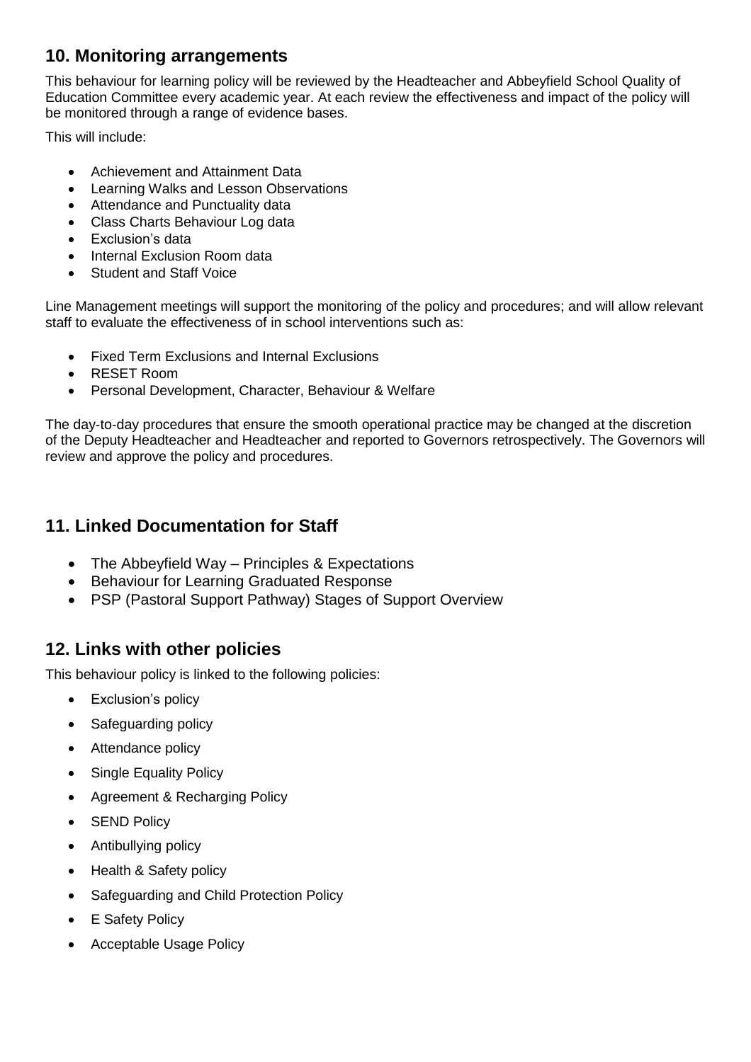## 10. Monitoring arrangements

This behaviour for learning policy will be reviewed by the Headteacher and Abbeyfield School Quality of Education Committee every academic year. At each review the effectiveness and impact of the policy will be monitored through a range of evidence bases.

This will include:

- Achievement and Attainment Data
- Learning Walks and Lesson Observations
- Attendance and Punctuality data
- Class Charts Behaviour Log data
- Exclusion's data
- Internal Exclusion Room data
- Student and Staff Voice

Line Management meetings will support the monitoring of the policy and procedures; and will allow relevant staff to evaluate the effectiveness of in school interventions such as:

- Fixed Term Exclusions and Internal Exclusions
- RESET Room
- Personal Development, Character, Behaviour & Welfare

The day-to-day procedures that ensure the smooth operational practice may be changed at the discretion of the Deputy Headteacher and Headteacher and reported to Governors retrospectively. The Governors will review and approve the policy and procedures.

## 11. Linked Documentation for Staff

- The Abbeyfield Way – Principles & Expectations
- Behaviour for Learning Graduated Response
- PSP (Pastoral Support Pathway) Stages of Support Overview

## 12. Links with other policies

This behaviour policy is linked to the following policies:

- Exclusion's policy
- Safeguarding policy
- Attendance policy
- Single Equality Policy
- Agreement & Recharging Policy
- SEND Policy
- Antibullying policy
- Health & Safety policy
- Safeguarding and Child Protection Policy
- E Safety Policy
- Acceptable Usage Policy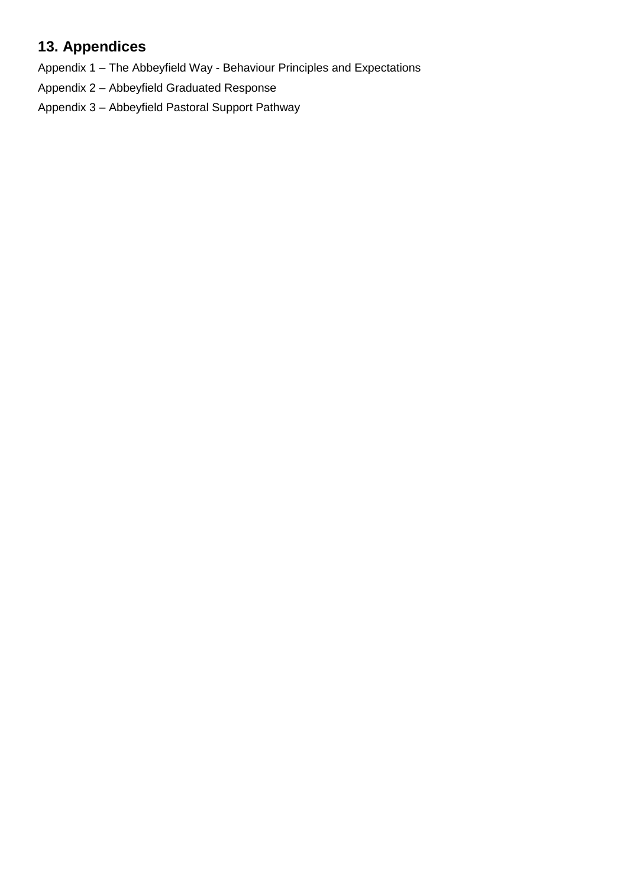## 13. Appendices

Appendix 1 – The Abbeyfield Way - Behaviour Principles and Expectations

Appendix 2 – Abbeyfield Graduated Response

Appendix 3 – Abbeyfield Pastoral Support Pathway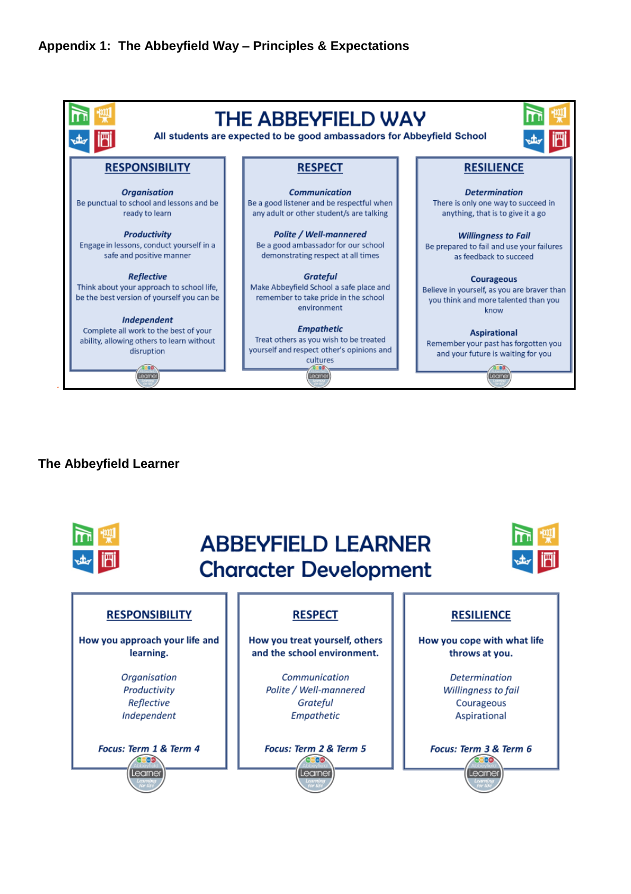## Appendix 1: The Abbeyfield Way – Principles & Expectations

# THE ABBEYFIELD WAY

**All students are expected to be good ambassadors for Abbeyfield School**

### RESPONSIBILITY

***Organisation***
Be punctual to school and lessons and be ready to learn

***Productivity***
Engage in lessons, conduct yourself in a safe and positive manner

***Reflective***
Think about your approach to school life, be the best version of yourself you can be

***Independent***
Complete all work to the best of your ability, allowing others to learn without disruption

### RESPECT

***Communication***
Be a good listener and be respectful when any adult or other student/s are talking

***Polite / Well-mannered***
Be a good ambassador for our school demonstrating respect at all times

***Grateful***
Make Abbeyfield School a safe place and remember to take pride in the school environment

***Empathetic***
Treat others as you wish to be treated yourself and respect other's opinions and cultures

### RESILIENCE

***Determination***
There is only one way to succeed in anything, that is to give it a go

***Willingness to Fail***
Be prepared to fail and use your failures as feedback to succeed

**Courageous**
Believe in yourself, as you are braver than you think and more talented than you know

**Aspirational**
Remember your past has forgotten you and your future is waiting for you

## The Abbeyfield Learner

# ABBEYFIELD LEARNER Character Development

### RESPONSIBILITY

**How you approach your life and learning.**

*Organisation*
*Productivity*
*Reflective*
*Independent*

***Focus: Term 1 & Term 4***

### RESPECT

**How you treat yourself, others and the school environment.**

*Communication*
*Polite / Well-mannered*
*Grateful*
*Empathetic*

***Focus: Term 2 & Term 5***

### RESILIENCE

**How you cope with what life throws at you.**

*Determination*
*Willingness to fail*
Courageous
Aspirational

***Focus: Term 3 & Term 6***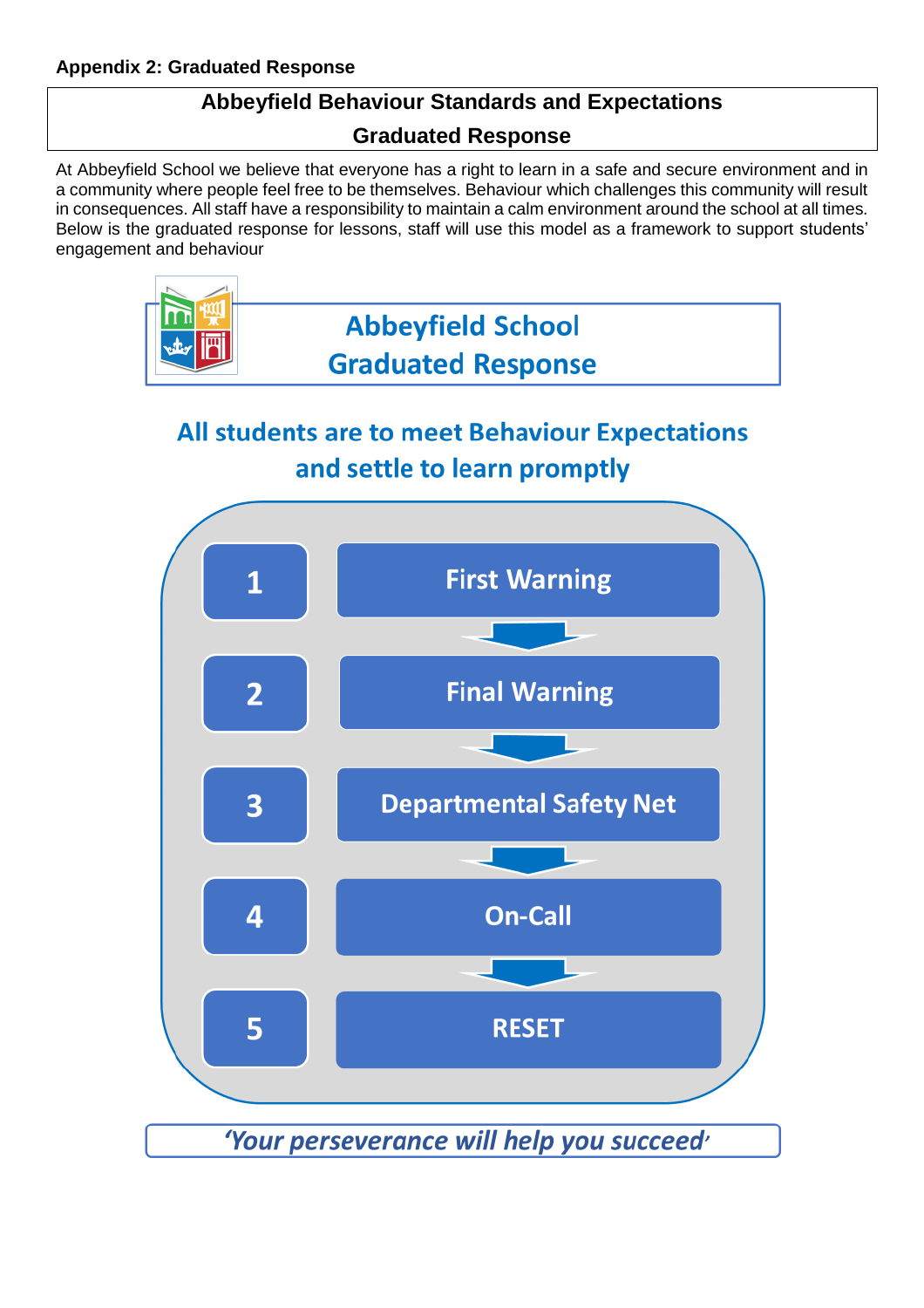**Appendix 2: Graduated Response**

## Abbeyfield Behaviour Standards and Expectations
## Graduated Response

At Abbeyfield School we believe that everyone has a right to learn in a safe and secure environment and in a community where people feel free to be themselves. Behaviour which challenges this community will result in consequences. All staff have a responsibility to maintain a calm environment around the school at all times. Below is the graduated response for lessons, staff will use this model as a framework to support students' engagement and behaviour

## Abbeyfield School Graduated Response

### All students are to meet Behaviour Expectations and settle to learn promptly

1. First Warning
2. Final Warning
3. Departmental Safety Net
4. On-Call
5. RESET

*'Your perseverance will help you succeed'*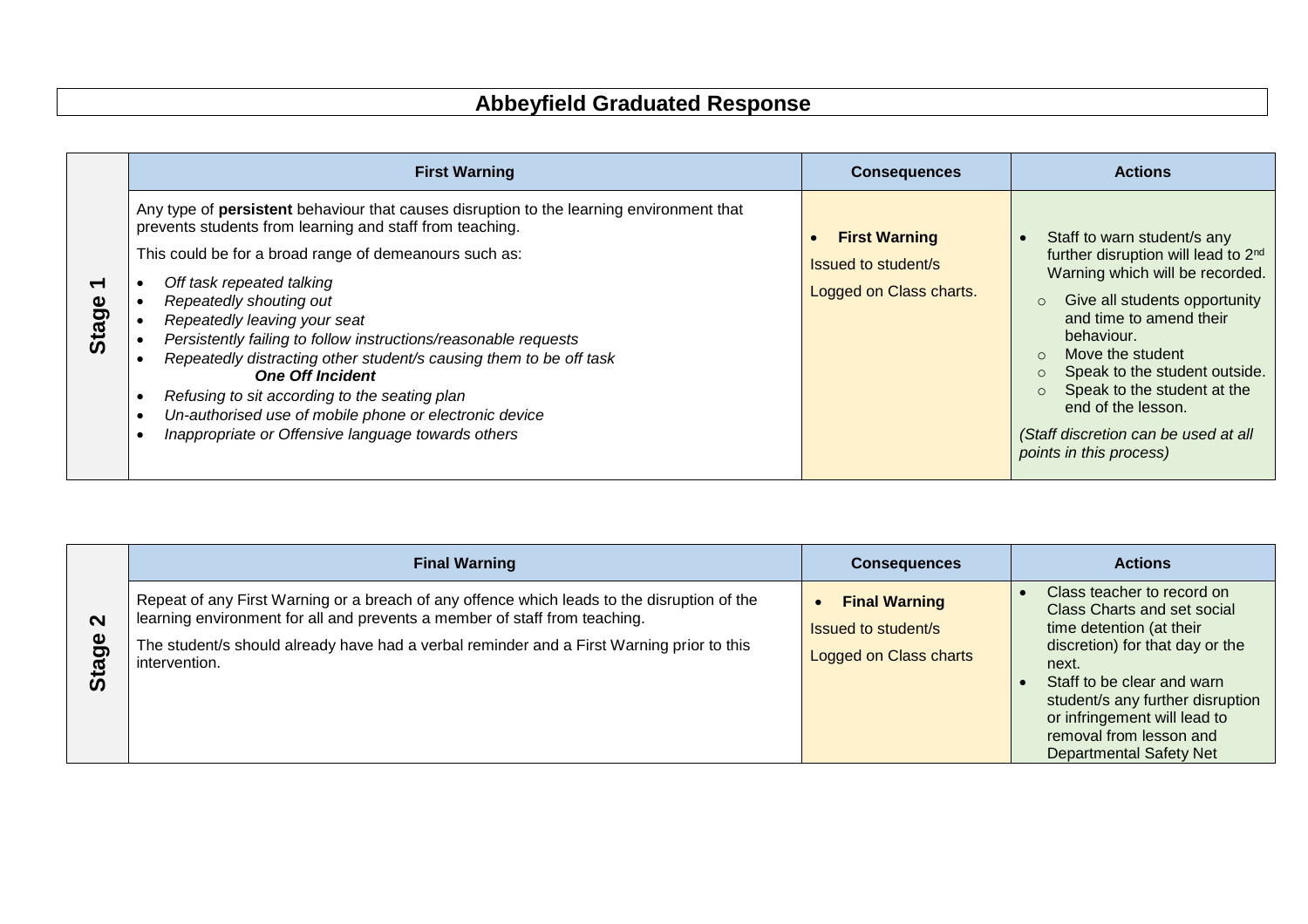# Abbeyfield Graduated Response

| | First Warning | Consequences | Actions |
|---|---|---|---|
| **Stage 1** | Any type of **persistent** behaviour that causes disruption to the learning environment that prevents students from learning and staff from teaching.<br><br>This could be for a broad range of demeanours such as:<br>• *Off task repeated talking*<br>• *Repeatedly shouting out*<br>• *Repeatedly leaving your seat*<br>• *Persistently failing to follow instructions/reasonable requests*<br>• *Repeatedly distracting other student/s causing them to be off task*<br>***One Off Incident***<br>• *Refusing to sit according to the seating plan*<br>• *Un-authorised use of mobile phone or electronic device*<br>• *Inappropriate or Offensive language towards others* | • **First Warning**<br>Issued to student/s<br>Logged on Class charts. | • Staff to warn student/s any further disruption will lead to 2nd Warning which will be recorded.<br>&nbsp;&nbsp;○ Give all students opportunity and time to amend their behaviour.<br>&nbsp;&nbsp;○ Move the student<br>&nbsp;&nbsp;○ Speak to the student outside.<br>&nbsp;&nbsp;○ Speak to the student at the end of the lesson.<br><br>*(Staff discretion can be used at all points in this process)* |

| | Final Warning | Consequences | Actions |
|---|---|---|---|
| **Stage 2** | Repeat of any First Warning or a breach of any offence which leads to the disruption of the learning environment for all and prevents a member of staff from teaching.<br><br>The student/s should already have had a verbal reminder and a First Warning prior to this intervention. | • **Final Warning**<br>Issued to student/s<br>Logged on Class charts | • Class teacher to record on Class Charts and set social time detention (at their discretion) for that day or the next.<br>• Staff to be clear and warn student/s any further disruption or infringement will lead to removal from lesson and Departmental Safety Net |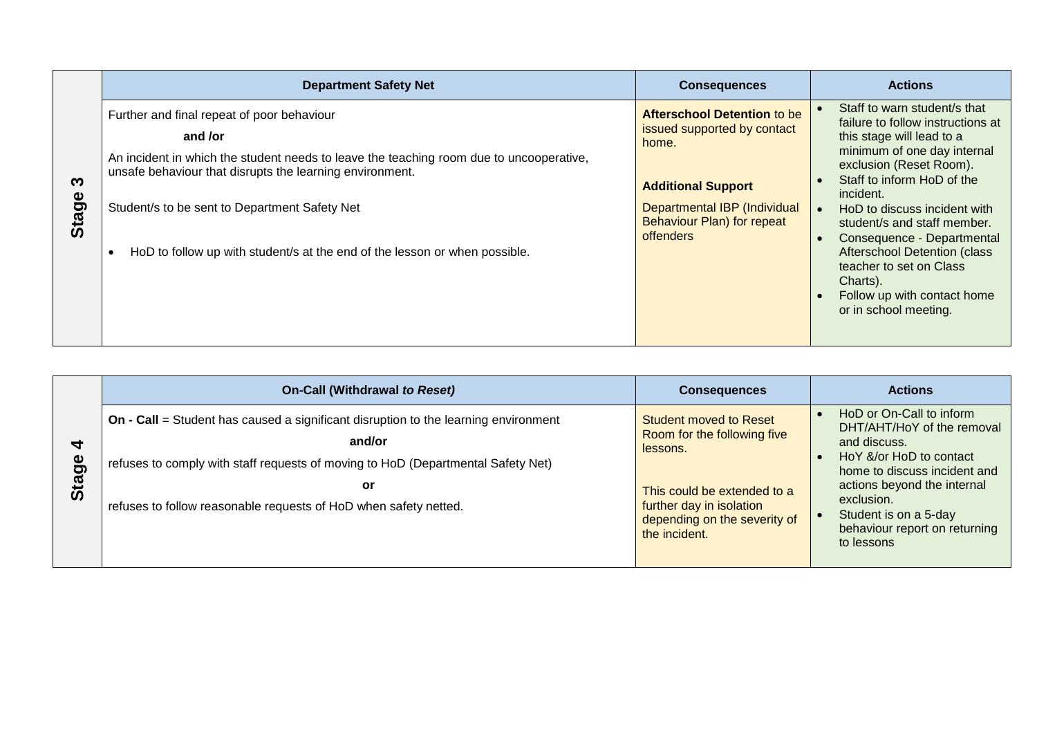| | Department Safety Net | Consequences | Actions |
|---|---|---|---|
| **Stage 3** | Further and final repeat of poor behaviour<br><br>**and /or**<br><br>An incident in which the student needs to leave the teaching room due to uncooperative, unsafe behaviour that disrupts the learning environment.<br><br>Student/s to be sent to Department Safety Net<br><br>• HoD to follow up with student/s at the end of the lesson or when possible. | **Afterschool Detention** to be issued supported by contact home.<br><br>**Additional Support**<br><br>Departmental IBP (Individual Behaviour Plan) for repeat offenders | • Staff to warn student/s that failure to follow instructions at this stage will lead to a minimum of one day internal exclusion (Reset Room).<br>• Staff to inform HoD of the incident.<br>• HoD to discuss incident with student/s and staff member.<br>• Consequence - Departmental Afterschool Detention (class teacher to set on Class Charts).<br>• Follow up with contact home or in school meeting. |

| | On-Call (Withdrawal *to Reset)* | Consequences | Actions |
|---|---|---|---|
| **Stage 4** | **On - Call** = Student has caused a significant disruption to the learning environment<br><br>**and/or**<br><br>refuses to comply with staff requests of moving to HoD (Departmental Safety Net)<br><br>**or**<br><br>refuses to follow reasonable requests of HoD when safety netted. | Student moved to Reset Room for the following five lessons.<br><br>This could be extended to a further day in isolation depending on the severity of the incident. | • HoD or On-Call to inform DHT/AHT/HoY of the removal and discuss.<br>• HoY &/or HoD to contact home to discuss incident and actions beyond the internal exclusion.<br>• Student is on a 5-day behaviour report on returning to lessons |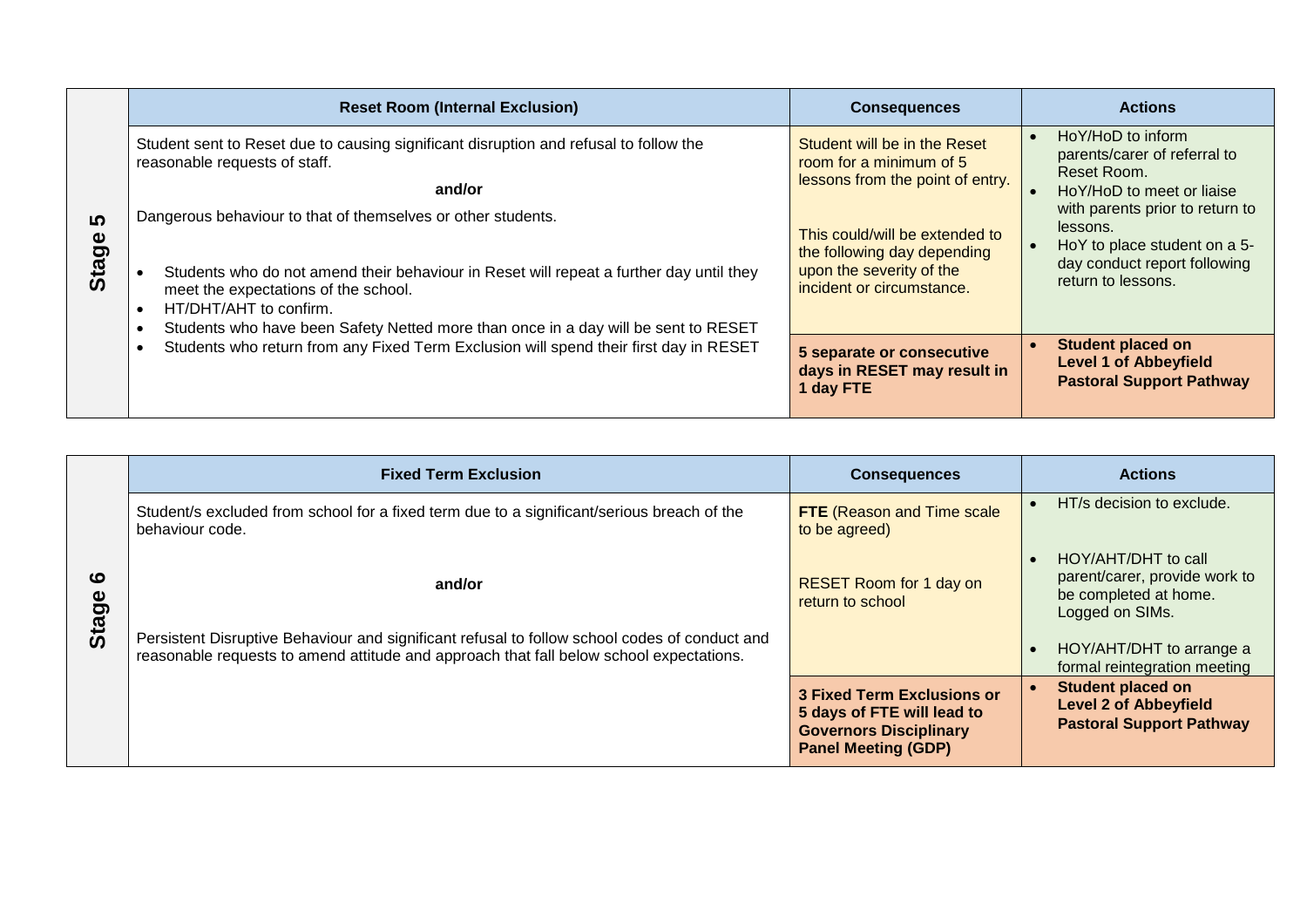| | Reset Room (Internal Exclusion) | Consequences | Actions |
|---|---|---|---|
| **Stage 5** | Student sent to Reset due to causing significant disruption and refusal to follow the reasonable requests of staff.<br><br>**and/or**<br><br>Dangerous behaviour to that of themselves or other students.<br><br>• Students who do not amend their behaviour in Reset will repeat a further day until they meet the expectations of the school.<br>• HT/DHT/AHT to confirm.<br>• Students who have been Safety Netted more than once in a day will be sent to RESET<br>• Students who return from any Fixed Term Exclusion will spend their first day in RESET | Student will be in the Reset room for a minimum of 5 lessons from the point of entry.<br><br>This could/will be extended to the following day depending upon the severity of the incident or circumstance. | • HoY/HoD to inform parents/carer of referral to Reset Room.<br>• HoY/HoD to meet or liaise with parents prior to return to lessons.<br>• HoY to place student on a 5-day conduct report following return to lessons. |
| | | **5 separate or consecutive days in RESET may result in 1 day FTE** | • **Student placed on Level 1 of Abbeyfield Pastoral Support Pathway** |

| | Fixed Term Exclusion | Consequences | Actions |
|---|---|---|---|
| **Stage 6** | Student/s excluded from school for a fixed term due to a significant/serious breach of the behaviour code.<br><br>**and/or**<br><br>Persistent Disruptive Behaviour and significant refusal to follow school codes of conduct and reasonable requests to amend attitude and approach that fall below school expectations. | **FTE** (Reason and Time scale to be agreed)<br><br>RESET Room for 1 day on return to school | • HT/s decision to exclude.<br>• HOY/AHT/DHT to call parent/carer, provide work to be completed at home. Logged on SIMs.<br>• HOY/AHT/DHT to arrange a formal reintegration meeting |
| | | **3 Fixed Term Exclusions or 5 days of FTE will lead to Governors Disciplinary Panel Meeting (GDP)** | • **Student placed on Level 2 of Abbeyfield Pastoral Support Pathway** |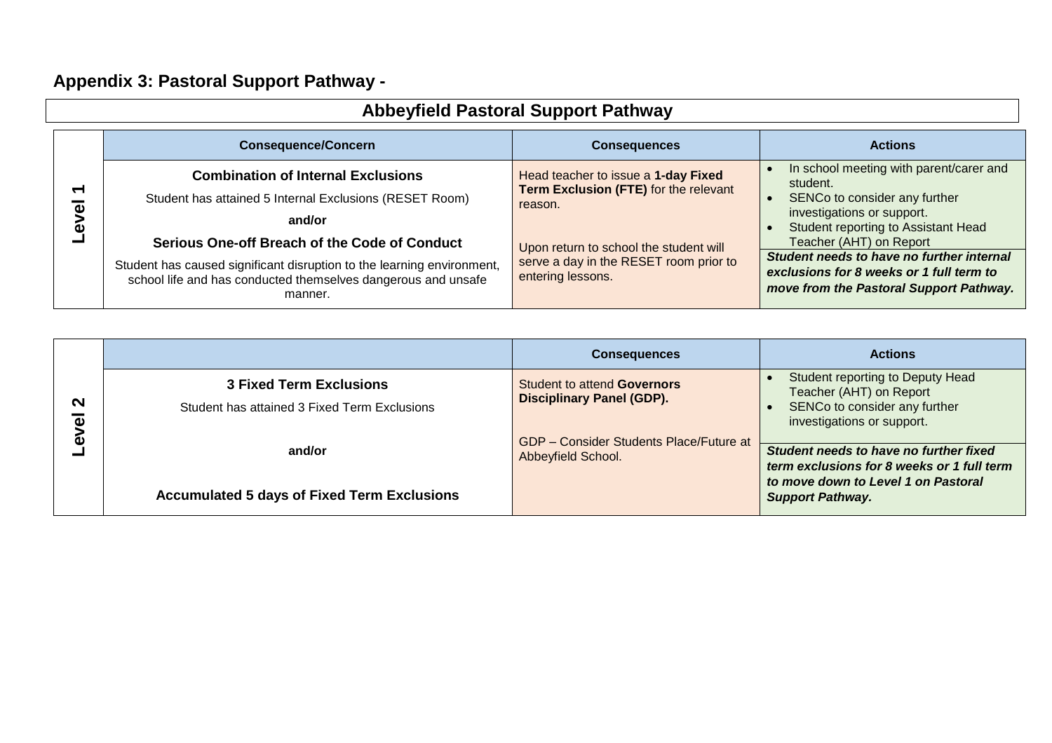## Appendix 3: Pastoral Support Pathway -

### Abbeyfield Pastoral Support Pathway

| | Consequence/Concern | Consequences | Actions |
|---|---|---|---|
| **Level 1** | **Combination of Internal Exclusions**<br>Student has attained 5 Internal Exclusions (RESET Room)<br>**and/or**<br>**Serious One-off Breach of the Code of Conduct**<br>Student has caused significant disruption to the learning environment, school life and has conducted themselves dangerous and unsafe manner. | Head teacher to issue a **1-day Fixed Term Exclusion (FTE)** for the relevant reason.<br><br>Upon return to school the student will serve a day in the RESET room prior to entering lessons. | • In school meeting with parent/carer and student.<br>• SENCo to consider any further investigations or support.<br>• Student reporting to Assistant Head Teacher (AHT) on Report<br>***Student needs to have no further internal exclusions for 8 weeks or 1 full term to move from the Pastoral Support Pathway.*** |

| | | Consequences | Actions |
|---|---|---|---|
| **Level 2** | **3 Fixed Term Exclusions**<br>Student has attained 3 Fixed Term Exclusions<br><br>**and/or**<br><br>**Accumulated 5 days of Fixed Term Exclusions** | Student to attend **Governors Disciplinary Panel (GDP).**<br><br>GDP – Consider Students Place/Future at Abbeyfield School. | • Student reporting to Deputy Head Teacher (AHT) on Report<br>• SENCo to consider any further investigations or support.<br>***Student needs to have no further fixed term exclusions for 8 weeks or 1 full term to move down to Level 1 on Pastoral Support Pathway.*** |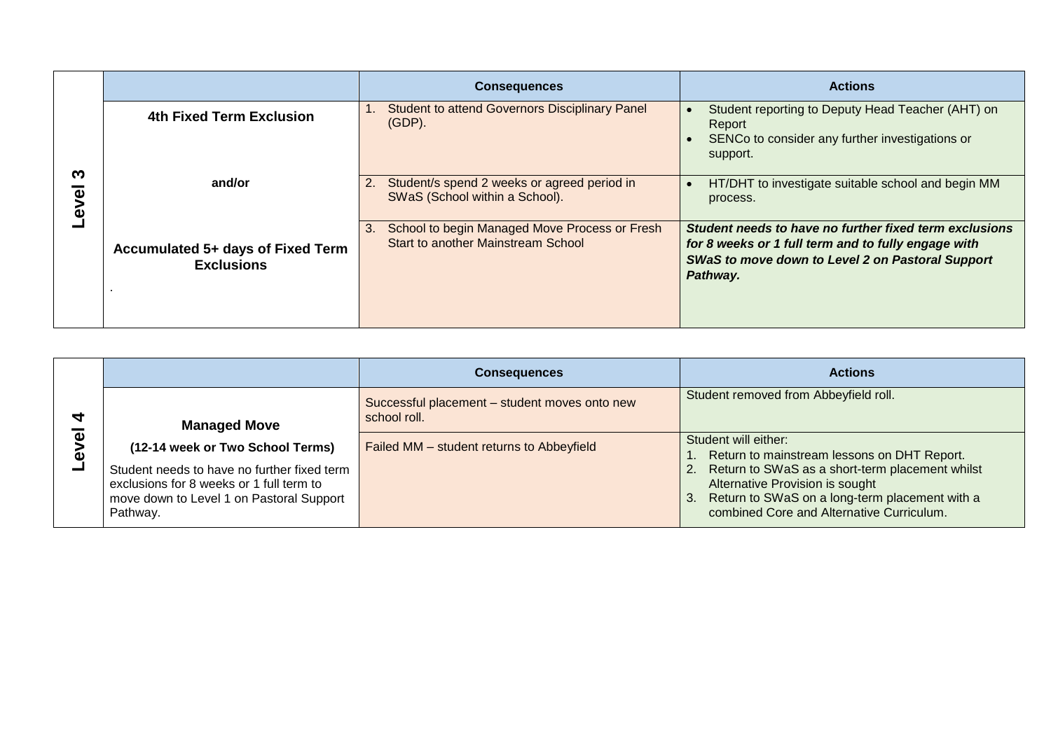| | | Consequences | Actions |
|---|---|---|---|
| **Level 3** | **4th Fixed Term Exclusion** | 1. Student to attend Governors Disciplinary Panel (GDP). | • Student reporting to Deputy Head Teacher (AHT) on Report<br>• SENCo to consider any further investigations or support. |
| | **and/or** | 2. Student/s spend 2 weeks or agreed period in SWaS (School within a School). | • HT/DHT to investigate suitable school and begin MM process. |
| | **Accumulated 5+ days of Fixed Term Exclusions**<br>. | 3. School to begin Managed Move Process or Fresh Start to another Mainstream School | ***Student needs to have no further fixed term exclusions for 8 weeks or 1 full term and to fully engage with SWaS to move down to Level 2 on Pastoral Support Pathway.*** |

| | | Consequences | Actions |
|---|---|---|---|
| **Level 4** | **Managed Move**<br>**(12-14 week or Two School Terms)**<br>Student needs to have no further fixed term exclusions for 8 weeks or 1 full term to move down to Level 1 on Pastoral Support Pathway. | Successful placement – student moves onto new school roll. | Student removed from Abbeyfield roll. |
| | | Failed MM – student returns to Abbeyfield | Student will either:<br>1. Return to mainstream lessons on DHT Report.<br>2. Return to SWaS as a short-term placement whilst Alternative Provision is sought<br>3. Return to SWaS on a long-term placement with a combined Core and Alternative Curriculum. |